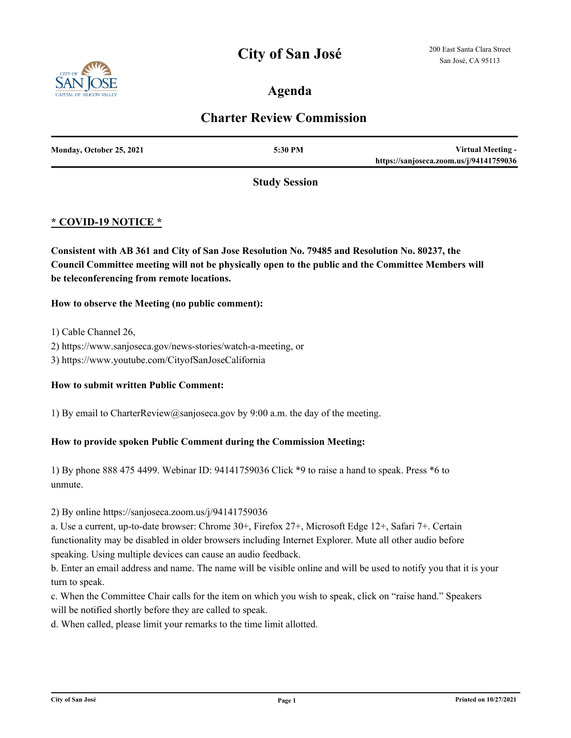# City of San José

200 East Santa Clara Street
San José, CA 95113

## Agenda

## Charter Review Commission

| Monday, October 25, 2021 | 5:30 PM | Virtual Meeting - https://sanjoseca.zoom.us/j/94141759036 |
|---|---|---|

**Study Session**

**<u>* COVID-19 NOTICE *</u>**

**Consistent with AB 361 and City of San Jose Resolution No. 79485 and Resolution No. 80237, the Council Committee meeting will not be physically open to the public and the Committee Members will be teleconferencing from remote locations.**

**How to observe the Meeting (no public comment):**

1) Cable Channel 26,
2) https://www.sanjoseca.gov/news-stories/watch-a-meeting, or
3) https://www.youtube.com/CityofSanJoseCalifornia

**How to submit written Public Comment:**

1) By email to CharterReview@sanjoseca.gov by 9:00 a.m. the day of the meeting.

**How to provide spoken Public Comment during the Commission Meeting:**

1) By phone 888 475 4499. Webinar ID: 94141759036 Click *9 to raise a hand to speak. Press *6 to unmute.

2) By online https://sanjoseca.zoom.us/j/94141759036

a. Use a current, up-to-date browser: Chrome 30+, Firefox 27+, Microsoft Edge 12+, Safari 7+. Certain functionality may be disabled in older browsers including Internet Explorer. Mute all other audio before speaking. Using multiple devices can cause an audio feedback.

b. Enter an email address and name. The name will be visible online and will be used to notify you that it is your turn to speak.

c. When the Committee Chair calls for the item on which you wish to speak, click on "raise hand." Speakers will be notified shortly before they are called to speak.

d. When called, please limit your remarks to the time limit allotted.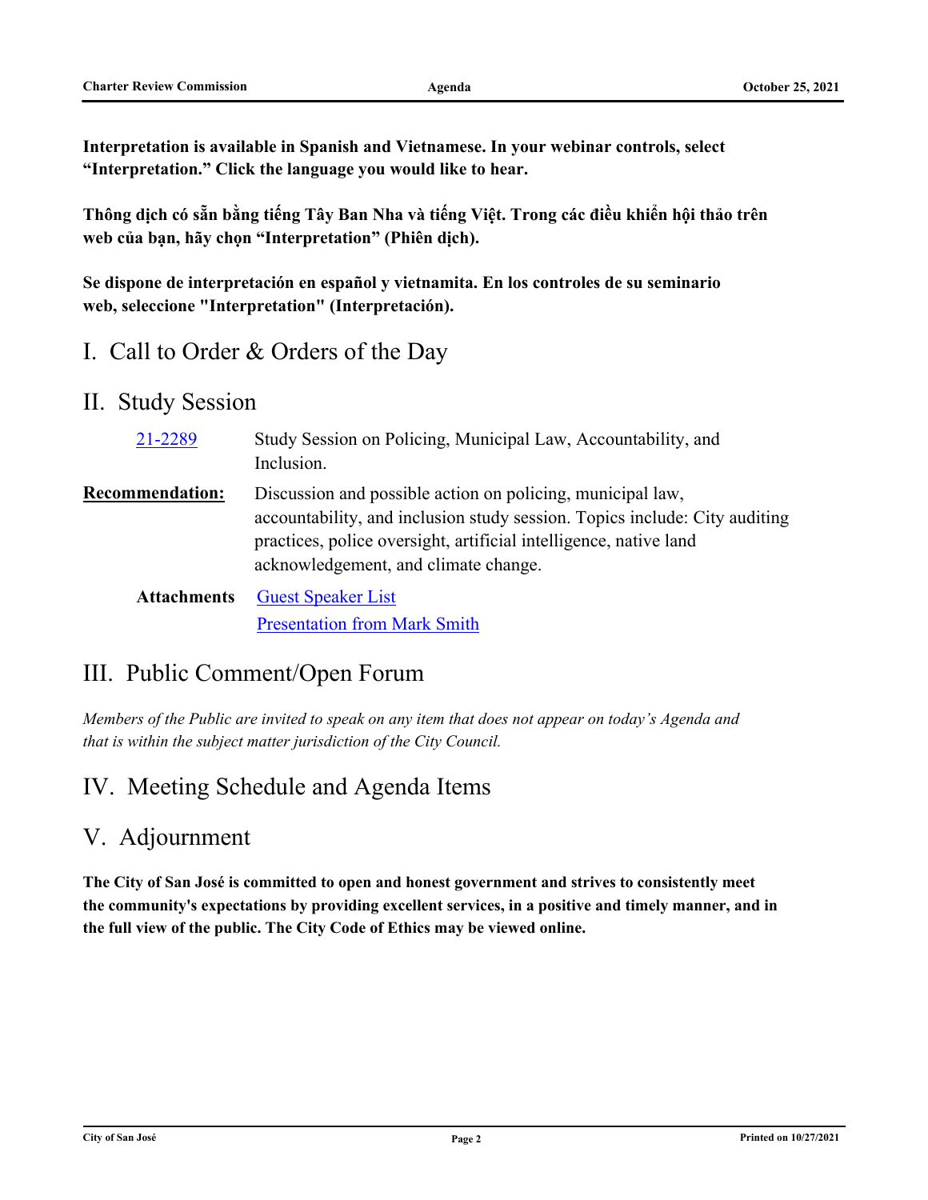**Interpretation is available in Spanish and Vietnamese. In your webinar controls, select “Interpretation.” Click the language you would like to hear.**

**Thông dịch có sẵn bằng tiếng Tây Ban Nha và tiếng Việt. Trong các điều khiển hội thảo trên web của bạn, hãy chọn “Interpretation” (Phiên dịch).**

**Se dispone de interpretación en español y vietnamita. En los controles de su seminario web, seleccione "Interpretation" (Interpretación).**

# I. Call to Order & Orders of the Day

# II. Study Session

21-2289 — Study Session on Policing, Municipal Law, Accountability, and Inclusion.

**Recommendation:** Discussion and possible action on policing, municipal law, accountability, and inclusion study session. Topics include: City auditing practices, police oversight, artificial intelligence, native land acknowledgement, and climate change.

**Attachments**
- Guest Speaker List
- Presentation from Mark Smith

# III. Public Comment/Open Forum

*Members of the Public are invited to speak on any item that does not appear on today’s Agenda and that is within the subject matter jurisdiction of the City Council.*

# IV. Meeting Schedule and Agenda Items

# V. Adjournment

**The City of San José is committed to open and honest government and strives to consistently meet the community's expectations by providing excellent services, in a positive and timely manner, and in the full view of the public. The City Code of Ethics may be viewed online.**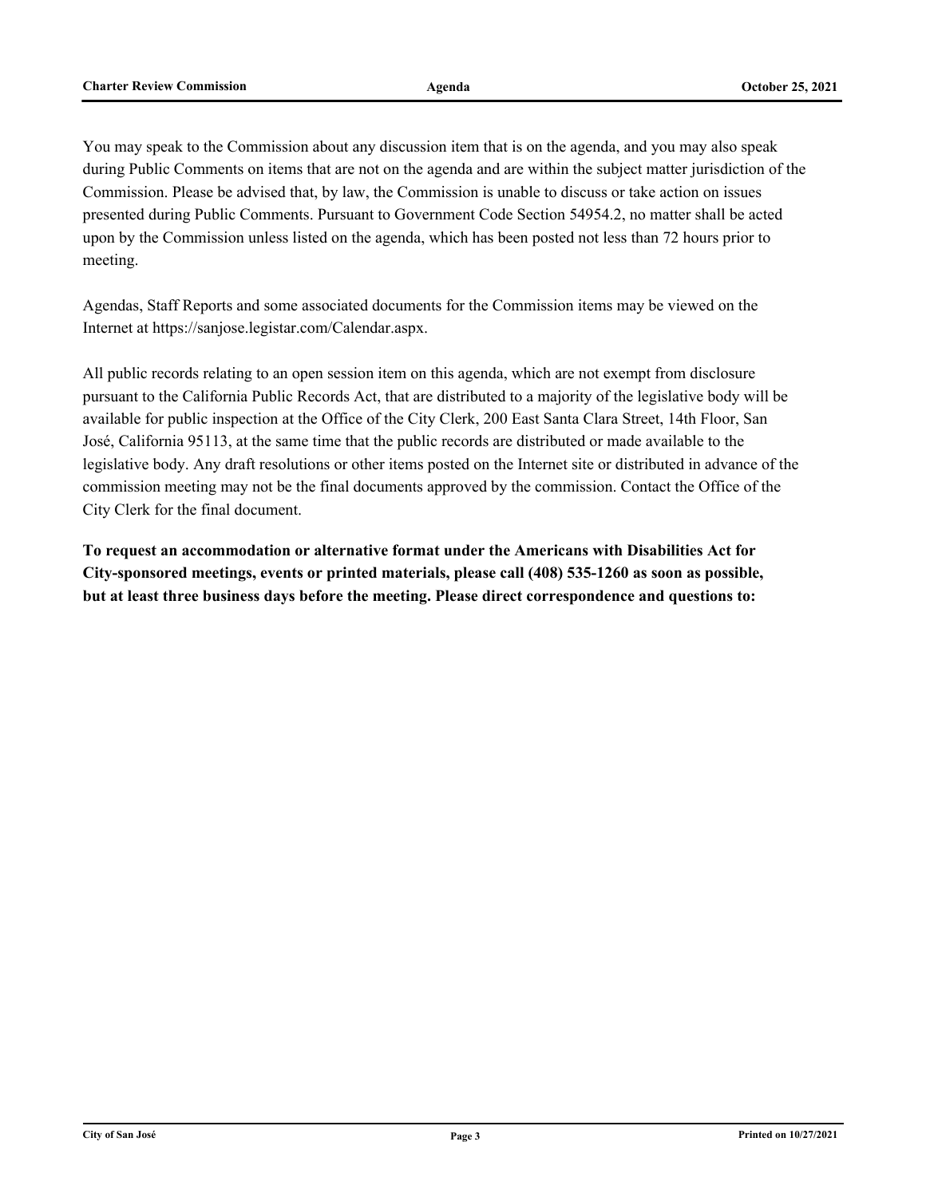You may speak to the Commission about any discussion item that is on the agenda, and you may also speak during Public Comments on items that are not on the agenda and are within the subject matter jurisdiction of the Commission. Please be advised that, by law, the Commission is unable to discuss or take action on issues presented during Public Comments. Pursuant to Government Code Section 54954.2, no matter shall be acted upon by the Commission unless listed on the agenda, which has been posted not less than 72 hours prior to meeting.

Agendas, Staff Reports and some associated documents for the Commission items may be viewed on the Internet at https://sanjose.legistar.com/Calendar.aspx.

All public records relating to an open session item on this agenda, which are not exempt from disclosure pursuant to the California Public Records Act, that are distributed to a majority of the legislative body will be available for public inspection at the Office of the City Clerk, 200 East Santa Clara Street, 14th Floor, San José, California 95113, at the same time that the public records are distributed or made available to the legislative body. Any draft resolutions or other items posted on the Internet site or distributed in advance of the commission meeting may not be the final documents approved by the commission. Contact the Office of the City Clerk for the final document.

**To request an accommodation or alternative format under the Americans with Disabilities Act for City-sponsored meetings, events or printed materials, please call (408) 535-1260 as soon as possible, but at least three business days before the meeting. Please direct correspondence and questions to:**